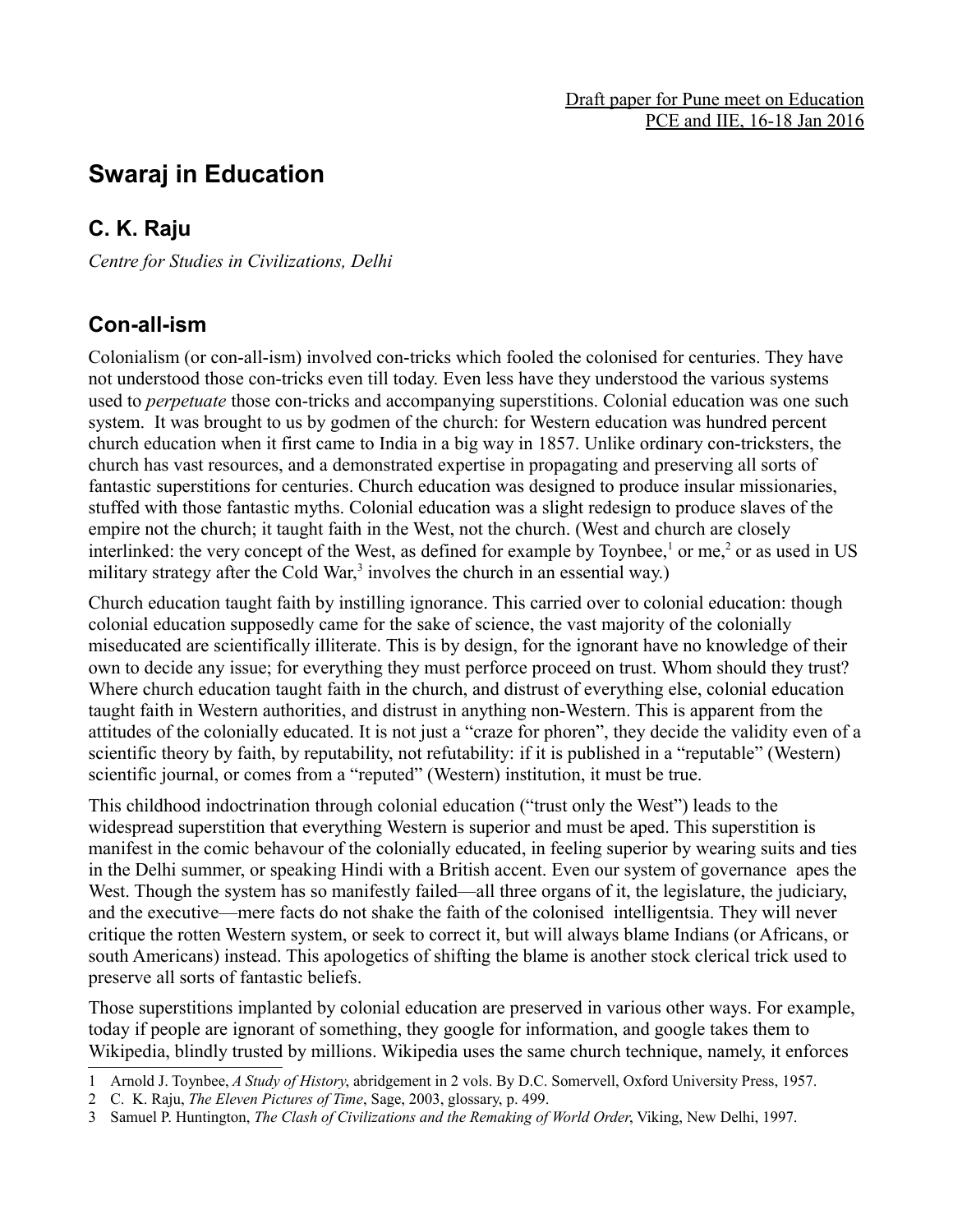Draft paper for Pune meet on Education
PCE and IIE, 16-18 Jan 2016

# Swaraj in Education

## C. K. Raju

*Centre for Studies in Civilizations, Delhi*

## Con-all-ism

Colonialism (or con-all-ism) involved con-tricks which fooled the colonised for centuries. They have not understood those con-tricks even till today. Even less have they understood the various systems used to *perpetuate* those con-tricks and accompanying superstitions. Colonial education was one such system. It was brought to us by godmen of the church: for Western education was hundred percent church education when it first came to India in a big way in 1857. Unlike ordinary con-tricksters, the church has vast resources, and a demonstrated expertise in propagating and preserving all sorts of fantastic superstitions for centuries. Church education was designed to produce insular missionaries, stuffed with those fantastic myths. Colonial education was a slight redesign to produce slaves of the empire not the church; it taught faith in the West, not the church. (West and church are closely interlinked: the very concept of the West, as defined for example by Toynbee,[1] or me,[2] or as used in US military strategy after the Cold War,[3] involves the church in an essential way.)

Church education taught faith by instilling ignorance. This carried over to colonial education: though colonial education supposedly came for the sake of science, the vast majority of the colonially miseducated are scientifically illiterate. This is by design, for the ignorant have no knowledge of their own to decide any issue; for everything they must perforce proceed on trust. Whom should they trust? Where church education taught faith in the church, and distrust of everything else, colonial education taught faith in Western authorities, and distrust in anything non-Western. This is apparent from the attitudes of the colonially educated. It is not just a "craze for phoren", they decide the validity even of a scientific theory by faith, by reputability, not refutability: if it is published in a "reputable" (Western) scientific journal, or comes from a "reputed" (Western) institution, it must be true.

This childhood indoctrination through colonial education ("trust only the West") leads to the widespread superstition that everything Western is superior and must be aped. This superstition is manifest in the comic behavour of the colonially educated, in feeling superior by wearing suits and ties in the Delhi summer, or speaking Hindi with a British accent. Even our system of governance apes the West. Though the system has so manifestly failed—all three organs of it, the legislature, the judiciary, and the executive—mere facts do not shake the faith of the colonised intelligentsia. They will never critique the rotten Western system, or seek to correct it, but will always blame Indians (or Africans, or south Americans) instead. This apologetics of shifting the blame is another stock clerical trick used to preserve all sorts of fantastic beliefs.

Those superstitions implanted by colonial education are preserved in various other ways. For example, today if people are ignorant of something, they google for information, and google takes them to Wikipedia, blindly trusted by millions. Wikipedia uses the same church technique, namely, it enforces

---

1 Arnold J. Toynbee, *A Study of History*, abridgement in 2 vols. By D.C. Somervell, Oxford University Press, 1957.

2 C. K. Raju, *The Eleven Pictures of Time*, Sage, 2003, glossary, p. 499.

3 Samuel P. Huntington, *The Clash of Civilizations and the Remaking of World Order*, Viking, New Delhi, 1997.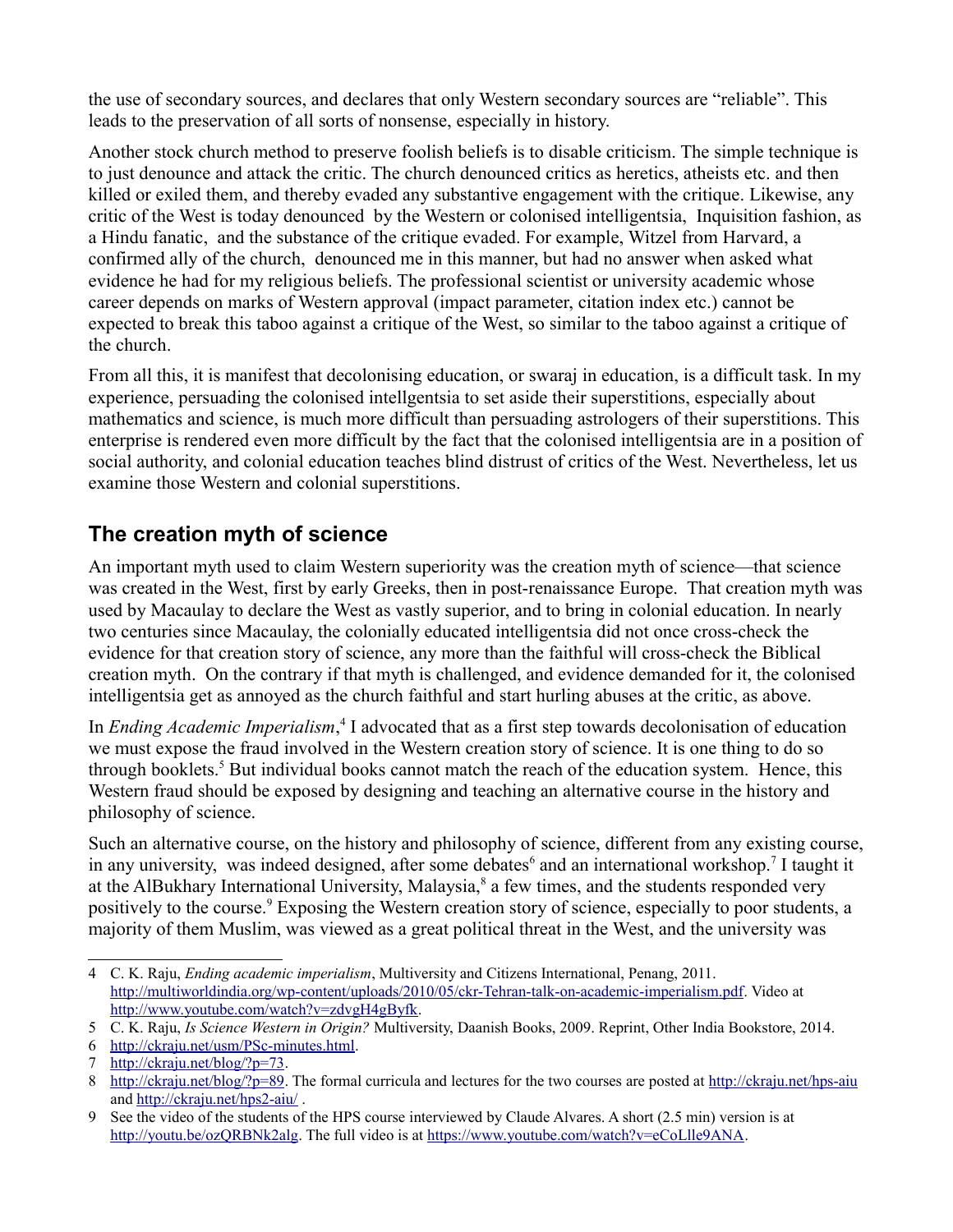the use of secondary sources, and declares that only Western secondary sources are "reliable". This leads to the preservation of all sorts of nonsense, especially in history.

Another stock church method to preserve foolish beliefs is to disable criticism. The simple technique is to just denounce and attack the critic. The church denounced critics as heretics, atheists etc. and then killed or exiled them, and thereby evaded any substantive engagement with the critique. Likewise, any critic of the West is today denounced by the Western or colonised intelligentsia, Inquisition fashion, as a Hindu fanatic, and the substance of the critique evaded. For example, Witzel from Harvard, a confirmed ally of the church, denounced me in this manner, but had no answer when asked what evidence he had for my religious beliefs. The professional scientist or university academic whose career depends on marks of Western approval (impact parameter, citation index etc.) cannot be expected to break this taboo against a critique of the West, so similar to the taboo against a critique of the church.

From all this, it is manifest that decolonising education, or swaraj in education, is a difficult task. In my experience, persuading the colonised intellgentsia to set aside their superstitions, especially about mathematics and science, is much more difficult than persuading astrologers of their superstitions. This enterprise is rendered even more difficult by the fact that the colonised intelligentsia are in a position of social authority, and colonial education teaches blind distrust of critics of the West. Nevertheless, let us examine those Western and colonial superstitions.

## The creation myth of science

An important myth used to claim Western superiority was the creation myth of science—that science was created in the West, first by early Greeks, then in post-renaissance Europe. That creation myth was used by Macaulay to declare the West as vastly superior, and to bring in colonial education. In nearly two centuries since Macaulay, the colonially educated intelligentsia did not once cross-check the evidence for that creation story of science, any more than the faithful will cross-check the Biblical creation myth. On the contrary if that myth is challenged, and evidence demanded for it, the colonised intelligentsia get as annoyed as the church faithful and start hurling abuses at the critic, as above.

In *Ending Academic Imperialism*,[4] I advocated that as a first step towards decolonisation of education we must expose the fraud involved in the Western creation story of science. It is one thing to do so through booklets.[5] But individual books cannot match the reach of the education system. Hence, this Western fraud should be exposed by designing and teaching an alternative course in the history and philosophy of science.

Such an alternative course, on the history and philosophy of science, different from any existing course, in any university, was indeed designed, after some debates[6] and an international workshop.[7] I taught it at the AlBukhary International University, Malaysia,[8] a few times, and the students responded very positively to the course.[9] Exposing the Western creation story of science, especially to poor students, a majority of them Muslim, was viewed as a great political threat in the West, and the university was

---

4 C. K. Raju, *Ending academic imperialism*, Multiversity and Citizens International, Penang, 2011. http://multiworldindia.org/wp-content/uploads/2010/05/ckr-Tehran-talk-on-academic-imperialism.pdf. Video at http://www.youtube.com/watch?v=zdvgH4gByfk.

5 C. K. Raju, *Is Science Western in Origin?* Multiversity, Daanish Books, 2009. Reprint, Other India Bookstore, 2014.

6 http://ckraju.net/usm/PSc-minutes.html.

7 http://ckraju.net/blog/?p=73.

8 http://ckraju.net/blog/?p=89. The formal curricula and lectures for the two courses are posted at http://ckraju.net/hps-aiu and http://ckraju.net/hps2-aiu/ .

9 See the video of the students of the HPS course interviewed by Claude Alvares. A short (2.5 min) version is at http://youtu.be/ozQRBNk2alg. The full video is at https://www.youtube.com/watch?v=eCoLlle9ANA.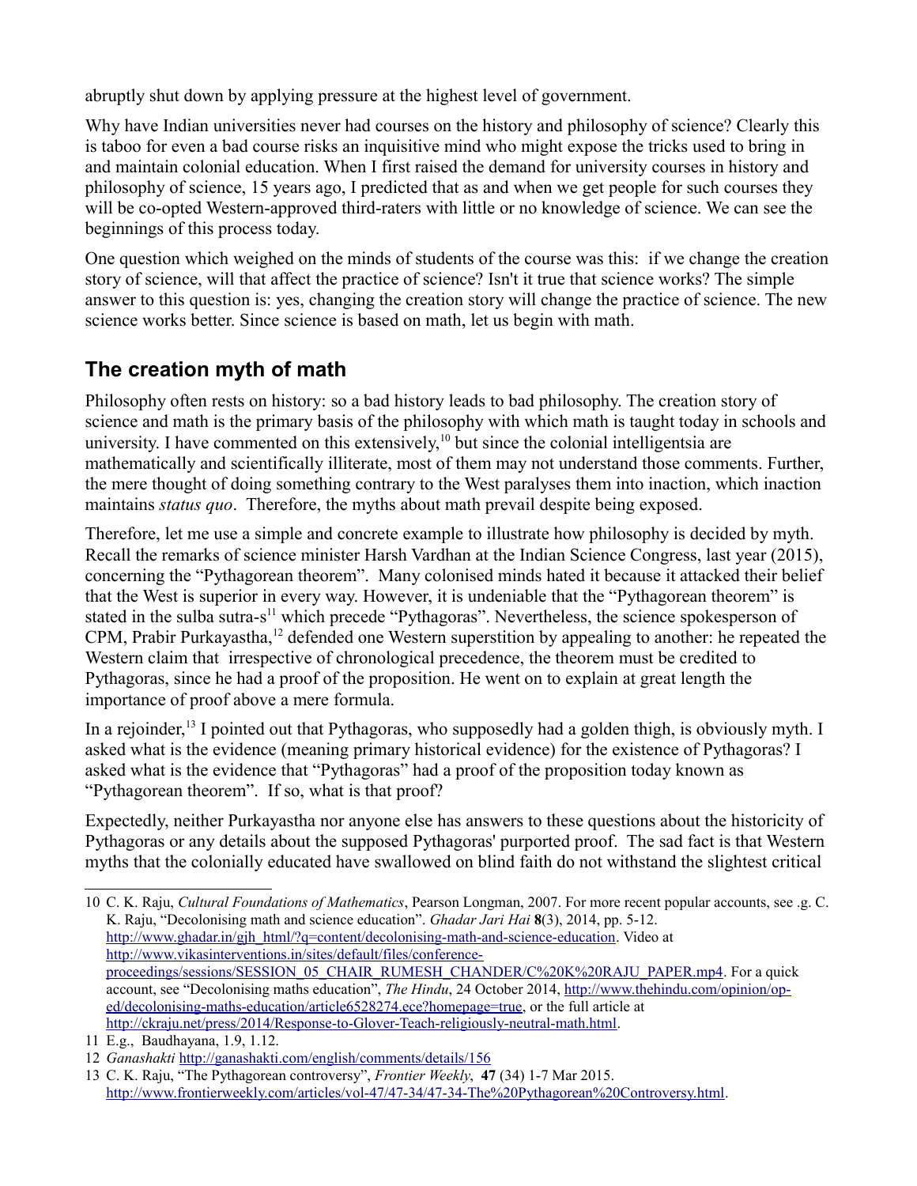abruptly shut down by applying pressure at the highest level of government.

Why have Indian universities never had courses on the history and philosophy of science? Clearly this is taboo for even a bad course risks an inquisitive mind who might expose the tricks used to bring in and maintain colonial education. When I first raised the demand for university courses in history and philosophy of science, 15 years ago, I predicted that as and when we get people for such courses they will be co-opted Western-approved third-raters with little or no knowledge of science. We can see the beginnings of this process today.

One question which weighed on the minds of students of the course was this: if we change the creation story of science, will that affect the practice of science? Isn't it true that science works? The simple answer to this question is: yes, changing the creation story will change the practice of science. The new science works better. Since science is based on math, let us begin with math.

## The creation myth of math

Philosophy often rests on history: so a bad history leads to bad philosophy. The creation story of science and math is the primary basis of the philosophy with which math is taught today in schools and university. I have commented on this extensively,[10] but since the colonial intelligentsia are mathematically and scientifically illiterate, most of them may not understand those comments. Further, the mere thought of doing something contrary to the West paralyses them into inaction, which inaction maintains *status quo*. Therefore, the myths about math prevail despite being exposed.

Therefore, let me use a simple and concrete example to illustrate how philosophy is decided by myth. Recall the remarks of science minister Harsh Vardhan at the Indian Science Congress, last year (2015), concerning the "Pythagorean theorem". Many colonised minds hated it because it attacked their belief that the West is superior in every way. However, it is undeniable that the "Pythagorean theorem" is stated in the sulba sutra-s[11] which precede "Pythagoras". Nevertheless, the science spokesperson of CPM, Prabir Purkayastha,[12] defended one Western superstition by appealing to another: he repeated the Western claim that irrespective of chronological precedence, the theorem must be credited to Pythagoras, since he had a proof of the proposition. He went on to explain at great length the importance of proof above a mere formula.

In a rejoinder,[13] I pointed out that Pythagoras, who supposedly had a golden thigh, is obviously myth. I asked what is the evidence (meaning primary historical evidence) for the existence of Pythagoras? I asked what is the evidence that "Pythagoras" had a proof of the proposition today known as "Pythagorean theorem". If so, what is that proof?

Expectedly, neither Purkayastha nor anyone else has answers to these questions about the historicity of Pythagoras or any details about the supposed Pythagoras' purported proof. The sad fact is that Western myths that the colonially educated have swallowed on blind faith do not withstand the slightest critical

---

10 C. K. Raju, *Cultural Foundations of Mathematics*, Pearson Longman, 2007. For more recent popular accounts, see .g. C. K. Raju, "Decolonising math and science education". *Ghadar Jari Hai* **8**(3), 2014, pp. 5-12. http://www.ghadar.in/gjh_html/?q=content/decolonising-math-and-science-education. Video at http://www.vikasinterventions.in/sites/default/files/conference-proceedings/sessions/SESSION_05_CHAIR_RUMESH_CHANDER/C%20K%20RAJU_PAPER.mp4. For a quick account, see "Decolonising maths education", *The Hindu*, 24 October 2014, http://www.thehindu.com/opinion/op-ed/decolonising-maths-education/article6528274.ece?homepage=true, or the full article at http://ckraju.net/press/2014/Response-to-Glover-Teach-religiously-neutral-math.html.

11 E.g., Baudhayana, 1.9, 1.12.

12 *Ganashakti* http://ganashakti.com/english/comments/details/156

13 C. K. Raju, "The Pythagorean controversy", *Frontier Weekly*, **47** (34) 1-7 Mar 2015. http://www.frontierweekly.com/articles/vol-47/47-34/47-34-The%20Pythagorean%20Controversy.html.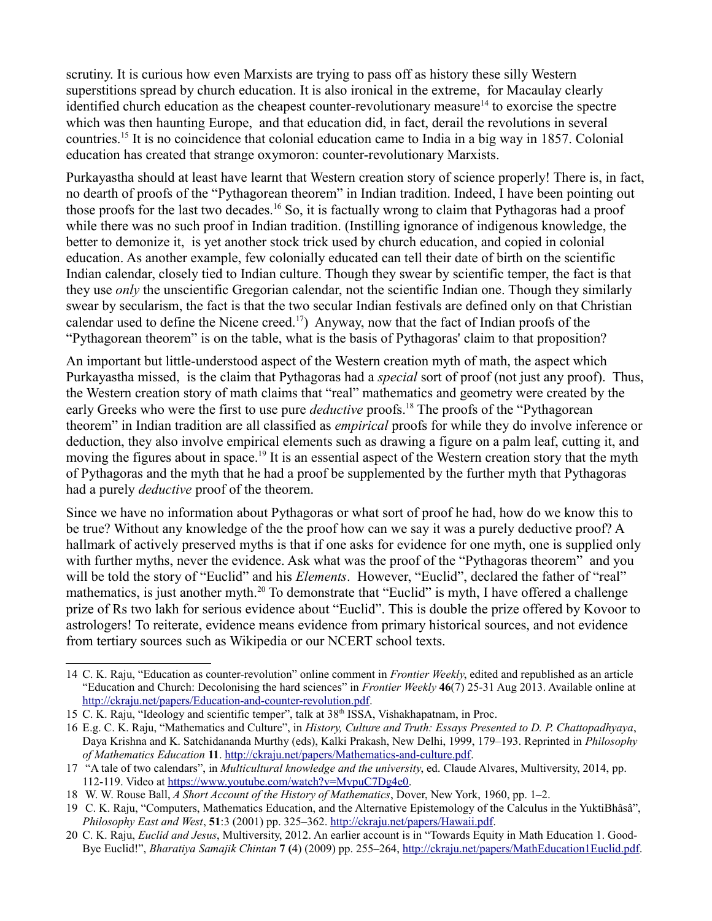scrutiny. It is curious how even Marxists are trying to pass off as history these silly Western superstitions spread by church education. It is also ironical in the extreme, for Macaulay clearly identified church education as the cheapest counter-revolutionary measure[14] to exorcise the spectre which was then haunting Europe, and that education did, in fact, derail the revolutions in several countries.[15] It is no coincidence that colonial education came to India in a big way in 1857. Colonial education has created that strange oxymoron: counter-revolutionary Marxists.

Purkayastha should at least have learnt that Western creation story of science properly! There is, in fact, no dearth of proofs of the "Pythagorean theorem" in Indian tradition. Indeed, I have been pointing out those proofs for the last two decades.[16] So, it is factually wrong to claim that Pythagoras had a proof while there was no such proof in Indian tradition. (Instilling ignorance of indigenous knowledge, the better to demonize it, is yet another stock trick used by church education, and copied in colonial education. As another example, few colonially educated can tell their date of birth on the scientific Indian calendar, closely tied to Indian culture. Though they swear by scientific temper, the fact is that they use *only* the unscientific Gregorian calendar, not the scientific Indian one. Though they similarly swear by secularism, the fact is that the two secular Indian festivals are defined only on that Christian calendar used to define the Nicene creed.[17]) Anyway, now that the fact of Indian proofs of the "Pythagorean theorem" is on the table, what is the basis of Pythagoras' claim to that proposition?

An important but little-understood aspect of the Western creation myth of math, the aspect which Purkayastha missed, is the claim that Pythagoras had a *special* sort of proof (not just any proof). Thus, the Western creation story of math claims that "real" mathematics and geometry were created by the early Greeks who were the first to use pure *deductive* proofs.[18] The proofs of the "Pythagorean theorem" in Indian tradition are all classified as *empirical* proofs for while they do involve inference or deduction, they also involve empirical elements such as drawing a figure on a palm leaf, cutting it, and moving the figures about in space.[19] It is an essential aspect of the Western creation story that the myth of Pythagoras and the myth that he had a proof be supplemented by the further myth that Pythagoras had a purely *deductive* proof of the theorem.

Since we have no information about Pythagoras or what sort of proof he had, how do we know this to be true? Without any knowledge of the the proof how can we say it was a purely deductive proof? A hallmark of actively preserved myths is that if one asks for evidence for one myth, one is supplied only with further myths, never the evidence. Ask what was the proof of the "Pythagoras theorem" and you will be told the story of "Euclid" and his *Elements*. However, "Euclid", declared the father of "real" mathematics, is just another myth.[20] To demonstrate that "Euclid" is myth, I have offered a challenge prize of Rs two lakh for serious evidence about "Euclid". This is double the prize offered by Kovoor to astrologers! To reiterate, evidence means evidence from primary historical sources, and not evidence from tertiary sources such as Wikipedia or our NCERT school texts.

---

14 C. K. Raju, "Education as counter-revolution" online comment in *Frontier Weekly*, edited and republished as an article "Education and Church: Decolonising the hard sciences" in *Frontier Weekly* **46**(7) 25-31 Aug 2013. Available online at http://ckraju.net/papers/Education-and-counter-revolution.pdf.

15 C. K. Raju, "Ideology and scientific temper", talk at 38th ISSA, Vishakhapatnam, in Proc.

16 E.g. C. K. Raju, "Mathematics and Culture", in *History, Culture and Truth: Essays Presented to D. P. Chattopadhyaya*, Daya Krishna and K. Satchidananda Murthy (eds), Kalki Prakash, New Delhi, 1999, 179–193. Reprinted in *Philosophy of Mathematics Education* **11**. http://ckraju.net/papers/Mathematics-and-culture.pdf.

17 "A tale of two calendars", in *Multicultural knowledge and the university*, ed. Claude Alvares, Multiversity, 2014, pp. 112-119. Video at https://www.youtube.com/watch?v=MvpuC7Dg4e0.

18 W. W. Rouse Ball, *A Short Account of the History of Mathematics*, Dover, New York, 1960, pp. 1–2.

19 C. K. Raju, "Computers, Mathematics Education, and the Alternative Epistemology of the Calculus in the YuktiBhâsâ", *Philosophy East and West*, **51**:3 (2001) pp. 325–362. http://ckraju.net/papers/Hawaii.pdf.

20 C. K. Raju, *Euclid and Jesus*, Multiversity, 2012. An earlier account is in "Towards Equity in Math Education 1. Good-Bye Euclid!", *Bharatiya Samajik Chintan* **7** (4) (2009) pp. 255–264, http://ckraju.net/papers/MathEducation1Euclid.pdf.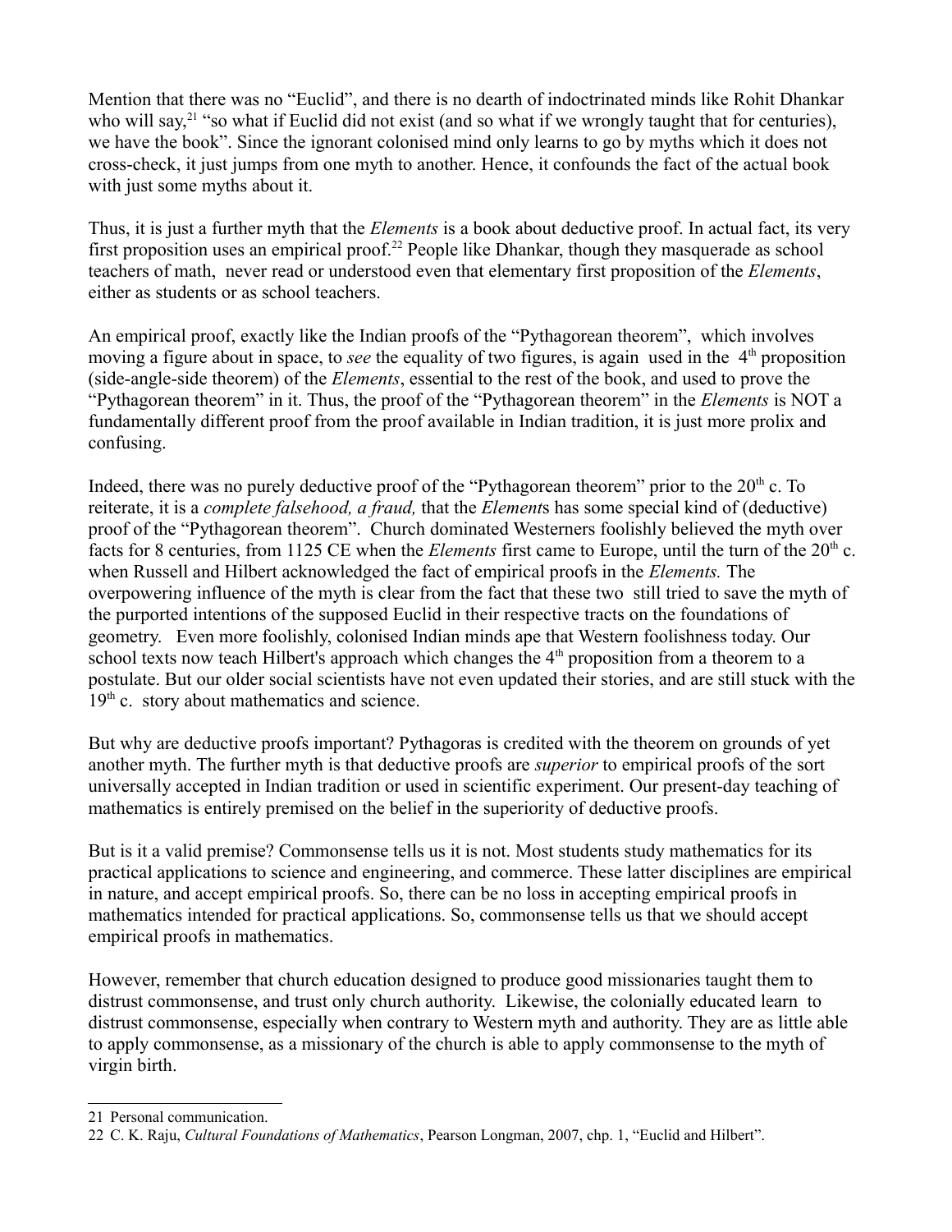Mention that there was no "Euclid", and there is no dearth of indoctrinated minds like Rohit Dhankar who will say,[21] "so what if Euclid did not exist (and so what if we wrongly taught that for centuries), we have the book". Since the ignorant colonised mind only learns to go by myths which it does not cross-check, it just jumps from one myth to another. Hence, it confounds the fact of the actual book with just some myths about it.

Thus, it is just a further myth that the *Elements* is a book about deductive proof. In actual fact, its very first proposition uses an empirical proof.[22] People like Dhankar, though they masquerade as school teachers of math, never read or understood even that elementary first proposition of the *Elements*, either as students or as school teachers.

An empirical proof, exactly like the Indian proofs of the "Pythagorean theorem", which involves moving a figure about in space, to *see* the equality of two figures, is again used in the 4th proposition (side-angle-side theorem) of the *Elements*, essential to the rest of the book, and used to prove the "Pythagorean theorem" in it. Thus, the proof of the "Pythagorean theorem" in the *Elements* is NOT a fundamentally different proof from the proof available in Indian tradition, it is just more prolix and confusing.

Indeed, there was no purely deductive proof of the "Pythagorean theorem" prior to the 20th c. To reiterate, it is a *complete falsehood, a fraud,* that the *Element*s has some special kind of (deductive) proof of the "Pythagorean theorem". Church dominated Westerners foolishly believed the myth over facts for 8 centuries, from 1125 CE when the *Elements* first came to Europe, until the turn of the 20th c. when Russell and Hilbert acknowledged the fact of empirical proofs in the *Elements.* The overpowering influence of the myth is clear from the fact that these two still tried to save the myth of the purported intentions of the supposed Euclid in their respective tracts on the foundations of geometry. Even more foolishly, colonised Indian minds ape that Western foolishness today. Our school texts now teach Hilbert's approach which changes the 4th proposition from a theorem to a postulate. But our older social scientists have not even updated their stories, and are still stuck with the 19th c. story about mathematics and science.

But why are deductive proofs important? Pythagoras is credited with the theorem on grounds of yet another myth. The further myth is that deductive proofs are *superior* to empirical proofs of the sort universally accepted in Indian tradition or used in scientific experiment. Our present-day teaching of mathematics is entirely premised on the belief in the superiority of deductive proofs.

But is it a valid premise? Commonsense tells us it is not. Most students study mathematics for its practical applications to science and engineering, and commerce. These latter disciplines are empirical in nature, and accept empirical proofs. So, there can be no loss in accepting empirical proofs in mathematics intended for practical applications. So, commonsense tells us that we should accept empirical proofs in mathematics.

However, remember that church education designed to produce good missionaries taught them to distrust commonsense, and trust only church authority. Likewise, the colonially educated learn to distrust commonsense, especially when contrary to Western myth and authority. They are as little able to apply commonsense, as a missionary of the church is able to apply commonsense to the myth of virgin birth.

---

21 Personal communication.

22 C. K. Raju, *Cultural Foundations of Mathematics*, Pearson Longman, 2007, chp. 1, "Euclid and Hilbert".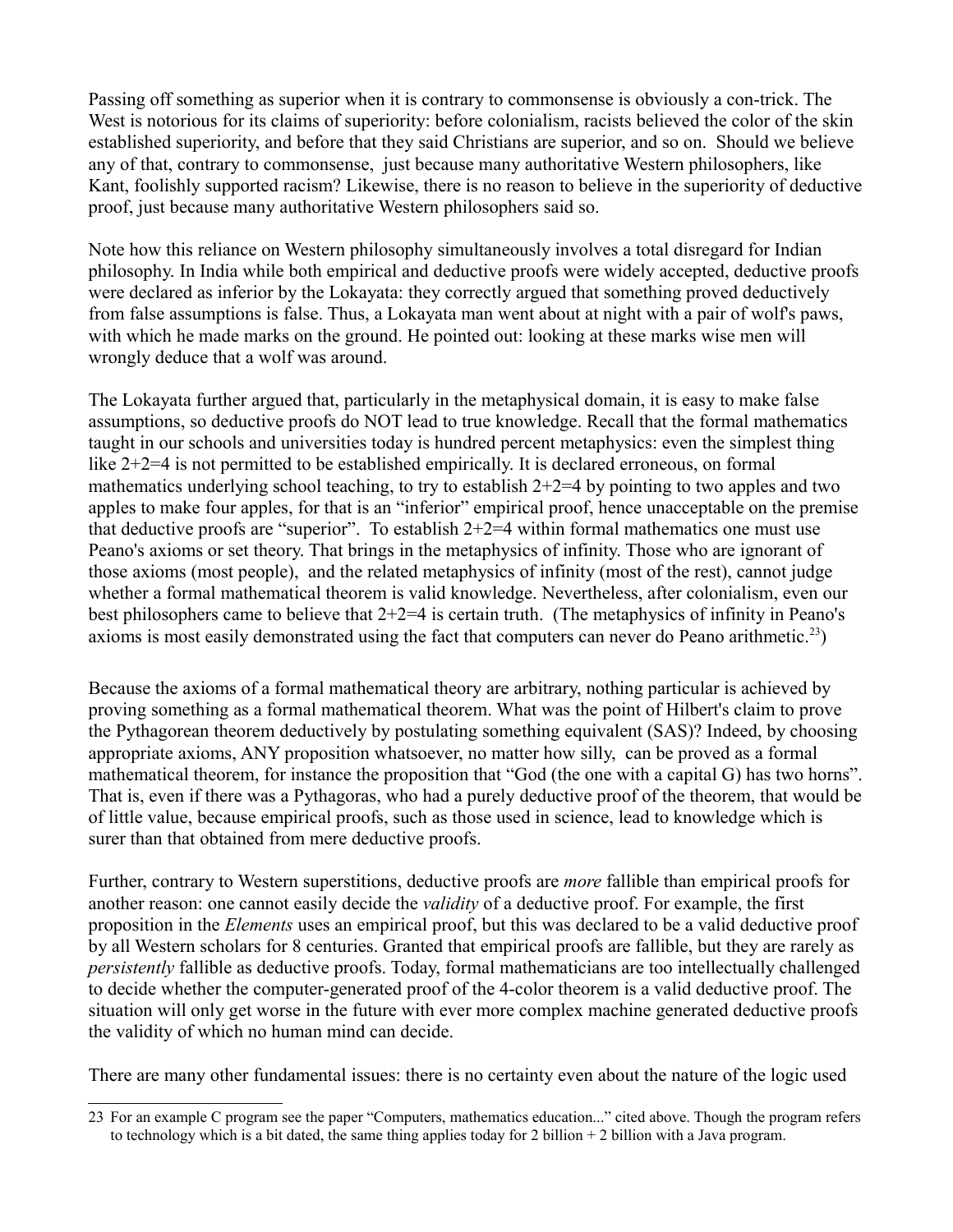Passing off something as superior when it is contrary to commonsense is obviously a con-trick. The West is notorious for its claims of superiority: before colonialism, racists believed the color of the skin established superiority, and before that they said Christians are superior, and so on. Should we believe any of that, contrary to commonsense, just because many authoritative Western philosophers, like Kant, foolishly supported racism? Likewise, there is no reason to believe in the superiority of deductive proof, just because many authoritative Western philosophers said so.

Note how this reliance on Western philosophy simultaneously involves a total disregard for Indian philosophy. In India while both empirical and deductive proofs were widely accepted, deductive proofs were declared as inferior by the Lokayata: they correctly argued that something proved deductively from false assumptions is false. Thus, a Lokayata man went about at night with a pair of wolf's paws, with which he made marks on the ground. He pointed out: looking at these marks wise men will wrongly deduce that a wolf was around.

The Lokayata further argued that, particularly in the metaphysical domain, it is easy to make false assumptions, so deductive proofs do NOT lead to true knowledge. Recall that the formal mathematics taught in our schools and universities today is hundred percent metaphysics: even the simplest thing like 2+2=4 is not permitted to be established empirically. It is declared erroneous, on formal mathematics underlying school teaching, to try to establish 2+2=4 by pointing to two apples and two apples to make four apples, for that is an "inferior" empirical proof, hence unacceptable on the premise that deductive proofs are "superior". To establish 2+2=4 within formal mathematics one must use Peano's axioms or set theory. That brings in the metaphysics of infinity. Those who are ignorant of those axioms (most people), and the related metaphysics of infinity (most of the rest), cannot judge whether a formal mathematical theorem is valid knowledge. Nevertheless, after colonialism, even our best philosophers came to believe that 2+2=4 is certain truth. (The metaphysics of infinity in Peano's axioms is most easily demonstrated using the fact that computers can never do Peano arithmetic.[23])

Because the axioms of a formal mathematical theory are arbitrary, nothing particular is achieved by proving something as a formal mathematical theorem. What was the point of Hilbert's claim to prove the Pythagorean theorem deductively by postulating something equivalent (SAS)? Indeed, by choosing appropriate axioms, ANY proposition whatsoever, no matter how silly, can be proved as a formal mathematical theorem, for instance the proposition that "God (the one with a capital G) has two horns". That is, even if there was a Pythagoras, who had a purely deductive proof of the theorem, that would be of little value, because empirical proofs, such as those used in science, lead to knowledge which is surer than that obtained from mere deductive proofs.

Further, contrary to Western superstitions, deductive proofs are *more* fallible than empirical proofs for another reason: one cannot easily decide the *validity* of a deductive proof. For example, the first proposition in the *Elements* uses an empirical proof, but this was declared to be a valid deductive proof by all Western scholars for 8 centuries. Granted that empirical proofs are fallible, but they are rarely as *persistently* fallible as deductive proofs. Today, formal mathematicians are too intellectually challenged to decide whether the computer-generated proof of the 4-color theorem is a valid deductive proof. The situation will only get worse in the future with ever more complex machine generated deductive proofs the validity of which no human mind can decide.

There are many other fundamental issues: there is no certainty even about the nature of the logic used

---

23 For an example C program see the paper "Computers, mathematics education..." cited above. Though the program refers to technology which is a bit dated, the same thing applies today for 2 billion + 2 billion with a Java program.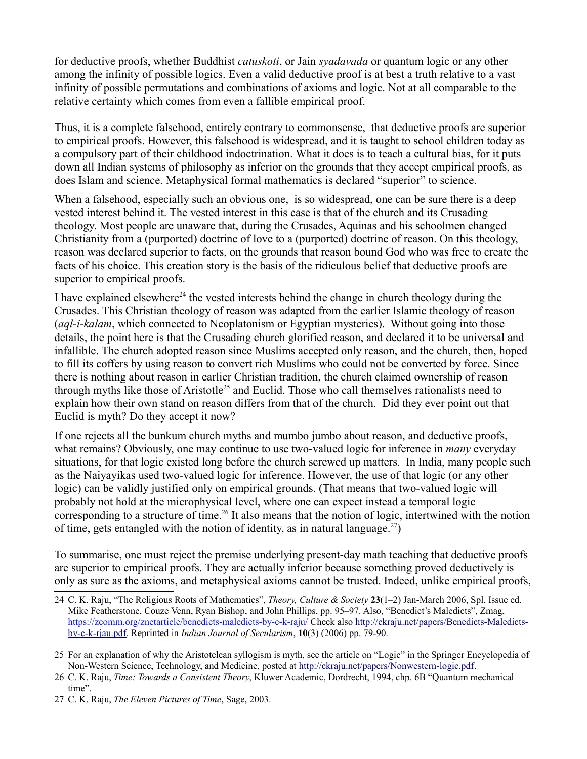for deductive proofs, whether Buddhist *catuskoti*, or Jain *syadavada* or quantum logic or any other among the infinity of possible logics. Even a valid deductive proof is at best a truth relative to a vast infinity of possible permutations and combinations of axioms and logic. Not at all comparable to the relative certainty which comes from even a fallible empirical proof.

Thus, it is a complete falsehood, entirely contrary to commonsense, that deductive proofs are superior to empirical proofs. However, this falsehood is widespread, and it is taught to school children today as a compulsory part of their childhood indoctrination. What it does is to teach a cultural bias, for it puts down all Indian systems of philosophy as inferior on the grounds that they accept empirical proofs, as does Islam and science. Metaphysical formal mathematics is declared "superior" to science.

When a falsehood, especially such an obvious one, is so widespread, one can be sure there is a deep vested interest behind it. The vested interest in this case is that of the church and its Crusading theology. Most people are unaware that, during the Crusades, Aquinas and his schoolmen changed Christianity from a (purported) doctrine of love to a (purported) doctrine of reason. On this theology, reason was declared superior to facts, on the grounds that reason bound God who was free to create the facts of his choice. This creation story is the basis of the ridiculous belief that deductive proofs are superior to empirical proofs.

I have explained elsewhere[24] the vested interests behind the change in church theology during the Crusades. This Christian theology of reason was adapted from the earlier Islamic theology of reason (*aql-i-kalam*, which connected to Neoplatonism or Egyptian mysteries). Without going into those details, the point here is that the Crusading church glorified reason, and declared it to be universal and infallible. The church adopted reason since Muslims accepted only reason, and the church, then, hoped to fill its coffers by using reason to convert rich Muslims who could not be converted by force. Since there is nothing about reason in earlier Christian tradition, the church claimed ownership of reason through myths like those of Aristotle[25] and Euclid. Those who call themselves rationalists need to explain how their own stand on reason differs from that of the church. Did they ever point out that Euclid is myth? Do they accept it now?

If one rejects all the bunkum church myths and mumbo jumbo about reason, and deductive proofs, what remains? Obviously, one may continue to use two-valued logic for inference in *many* everyday situations, for that logic existed long before the church screwed up matters. In India, many people such as the Naiyayikas used two-valued logic for inference. However, the use of that logic (or any other logic) can be validly justified only on empirical grounds. (That means that two-valued logic will probably not hold at the microphysical level, where one can expect instead a temporal logic corresponding to a structure of time.[26] It also means that the notion of logic, intertwined with the notion of time, gets entangled with the notion of identity, as in natural language.[27])

To summarise, one must reject the premise underlying present-day math teaching that deductive proofs are superior to empirical proofs. They are actually inferior because something proved deductively is only as sure as the axioms, and metaphysical axioms cannot be trusted. Indeed, unlike empirical proofs,

---

24 C. K. Raju, "The Religious Roots of Mathematics", *Theory, Culture & Society* **23**(1–2) Jan-March 2006, Spl. Issue ed. Mike Featherstone, Couze Venn, Ryan Bishop, and John Phillips, pp. 95–97. Also, "Benedict's Maledicts", Zmag, https://zcomm.org/znetarticle/benedicts-maledicts-by-c-k-raju/ Check also http://ckraju.net/papers/Benedicts-Maledicts-by-c-k-rjau.pdf. Reprinted in *Indian Journal of Secularism*, **10**(3) (2006) pp. 79-90.

25 For an explanation of why the Aristotelean syllogism is myth, see the article on "Logic" in the Springer Encyclopedia of Non-Western Science, Technology, and Medicine, posted at http://ckraju.net/papers/Nonwestern-logic.pdf.

26 C. K. Raju, *Time: Towards a Consistent Theory*, Kluwer Academic, Dordrecht, 1994, chp. 6B "Quantum mechanical time".

27 C. K. Raju, *The Eleven Pictures of Time*, Sage, 2003.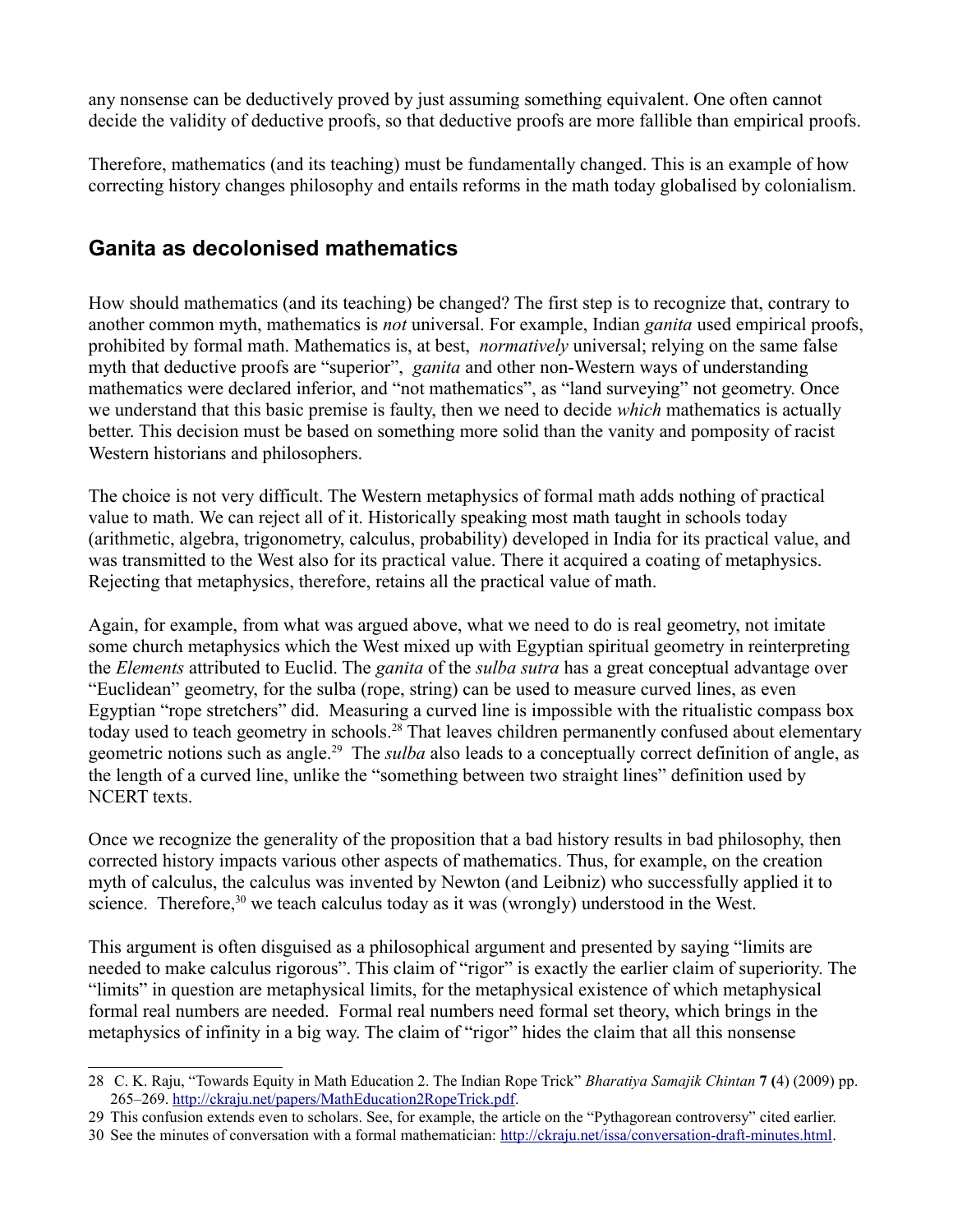any nonsense can be deductively proved by just assuming something equivalent. One often cannot decide the validity of deductive proofs, so that deductive proofs are more fallible than empirical proofs.

Therefore, mathematics (and its teaching) must be fundamentally changed. This is an example of how correcting history changes philosophy and entails reforms in the math today globalised by colonialism.

## Ganita as decolonised mathematics

How should mathematics (and its teaching) be changed? The first step is to recognize that, contrary to another common myth, mathematics is *not* universal. For example, Indian *ganita* used empirical proofs, prohibited by formal math. Mathematics is, at best, *normatively* universal; relying on the same false myth that deductive proofs are "superior", *ganita* and other non-Western ways of understanding mathematics were declared inferior, and "not mathematics", as "land surveying" not geometry. Once we understand that this basic premise is faulty, then we need to decide *which* mathematics is actually better. This decision must be based on something more solid than the vanity and pomposity of racist Western historians and philosophers.

The choice is not very difficult. The Western metaphysics of formal math adds nothing of practical value to math. We can reject all of it. Historically speaking most math taught in schools today (arithmetic, algebra, trigonometry, calculus, probability) developed in India for its practical value, and was transmitted to the West also for its practical value. There it acquired a coating of metaphysics. Rejecting that metaphysics, therefore, retains all the practical value of math.

Again, for example, from what was argued above, what we need to do is real geometry, not imitate some church metaphysics which the West mixed up with Egyptian spiritual geometry in reinterpreting the *Elements* attributed to Euclid. The *ganita* of the *sulba sutra* has a great conceptual advantage over "Euclidean" geometry, for the sulba (rope, string) can be used to measure curved lines, as even Egyptian "rope stretchers" did. Measuring a curved line is impossible with the ritualistic compass box today used to teach geometry in schools.[28] That leaves children permanently confused about elementary geometric notions such as angle.[29] The *sulba* also leads to a conceptually correct definition of angle, as the length of a curved line, unlike the "something between two straight lines" definition used by NCERT texts.

Once we recognize the generality of the proposition that a bad history results in bad philosophy, then corrected history impacts various other aspects of mathematics. Thus, for example, on the creation myth of calculus, the calculus was invented by Newton (and Leibniz) who successfully applied it to science. Therefore,[30] we teach calculus today as it was (wrongly) understood in the West.

This argument is often disguised as a philosophical argument and presented by saying "limits are needed to make calculus rigorous". This claim of "rigor" is exactly the earlier claim of superiority. The "limits" in question are metaphysical limits, for the metaphysical existence of which metaphysical formal real numbers are needed. Formal real numbers need formal set theory, which brings in the metaphysics of infinity in a big way. The claim of "rigor" hides the claim that all this nonsense

---

28 C. K. Raju, "Towards Equity in Math Education 2. The Indian Rope Trick" *Bharatiya Samajik Chintan* **7** **(**4) (2009) pp. 265–269. http://ckraju.net/papers/MathEducation2RopeTrick.pdf.

29 This confusion extends even to scholars. See, for example, the article on the "Pythagorean controversy" cited earlier.

30 See the minutes of conversation with a formal mathematician: http://ckraju.net/issa/conversation-draft-minutes.html.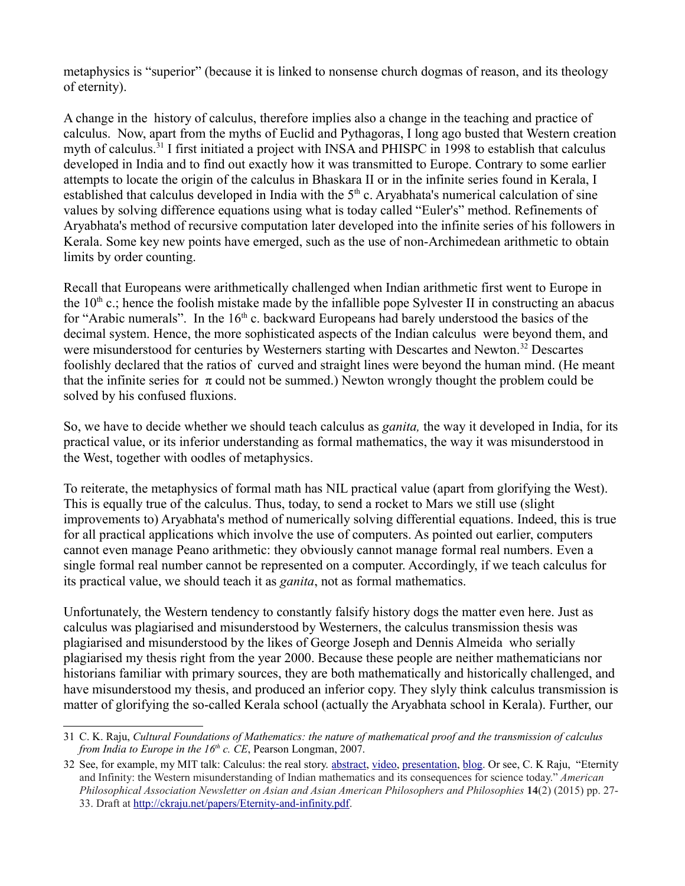metaphysics is "superior" (because it is linked to nonsense church dogmas of reason, and its theology of eternity).

A change in the history of calculus, therefore implies also a change in the teaching and practice of calculus. Now, apart from the myths of Euclid and Pythagoras, I long ago busted that Western creation myth of calculus.[31] I first initiated a project with INSA and PHISPC in 1998 to establish that calculus developed in India and to find out exactly how it was transmitted to Europe. Contrary to some earlier attempts to locate the origin of the calculus in Bhaskara II or in the infinite series found in Kerala, I established that calculus developed in India with the 5th c. Aryabhata's numerical calculation of sine values by solving difference equations using what is today called "Euler's" method. Refinements of Aryabhata's method of recursive computation later developed into the infinite series of his followers in Kerala. Some key new points have emerged, such as the use of non-Archimedean arithmetic to obtain limits by order counting.

Recall that Europeans were arithmetically challenged when Indian arithmetic first went to Europe in the 10th c.; hence the foolish mistake made by the infallible pope Sylvester II in constructing an abacus for "Arabic numerals". In the 16th c. backward Europeans had barely understood the basics of the decimal system. Hence, the more sophisticated aspects of the Indian calculus were beyond them, and were misunderstood for centuries by Westerners starting with Descartes and Newton.[32] Descartes foolishly declared that the ratios of curved and straight lines were beyond the human mind. (He meant that the infinite series for $\pi$ could not be summed.) Newton wrongly thought the problem could be solved by his confused fluxions.

So, we have to decide whether we should teach calculus as *ganita,* the way it developed in India, for its practical value, or its inferior understanding as formal mathematics, the way it was misunderstood in the West, together with oodles of metaphysics.

To reiterate, the metaphysics of formal math has NIL practical value (apart from glorifying the West). This is equally true of the calculus. Thus, today, to send a rocket to Mars we still use (slight improvements to) Aryabhata's method of numerically solving differential equations. Indeed, this is true for all practical applications which involve the use of computers. As pointed out earlier, computers cannot even manage Peano arithmetic: they obviously cannot manage formal real numbers. Even a single formal real number cannot be represented on a computer. Accordingly, if we teach calculus for its practical value, we should teach it as *ganita*, not as formal mathematics.

Unfortunately, the Western tendency to constantly falsify history dogs the matter even here. Just as calculus was plagiarised and misunderstood by Westerners, the calculus transmission thesis was plagiarised and misunderstood by the likes of George Joseph and Dennis Almeida who serially plagiarised my thesis right from the year 2000. Because these people are neither mathematicians nor historians familiar with primary sources, they are both mathematically and historically challenged, and have misunderstood my thesis, and produced an inferior copy. They slyly think calculus transmission is matter of glorifying the so-called Kerala school (actually the Aryabhata school in Kerala). Further, our

---

31 C. K. Raju, *Cultural Foundations of Mathematics: the nature of mathematical proof and the transmission of calculus from India to Europe in the 16th c. CE*, Pearson Longman, 2007.

32 See, for example, my MIT talk: Calculus: the real story. abstract, video, presentation, blog. Or see, C. K Raju, "Eternity and Infinity: the Western misunderstanding of Indian mathematics and its consequences for science today." *American Philosophical Association Newsletter on Asian and Asian American Philosophers and Philosophies* **14**(2) (2015) pp. 27-33. Draft at http://ckraju.net/papers/Eternity-and-infinity.pdf.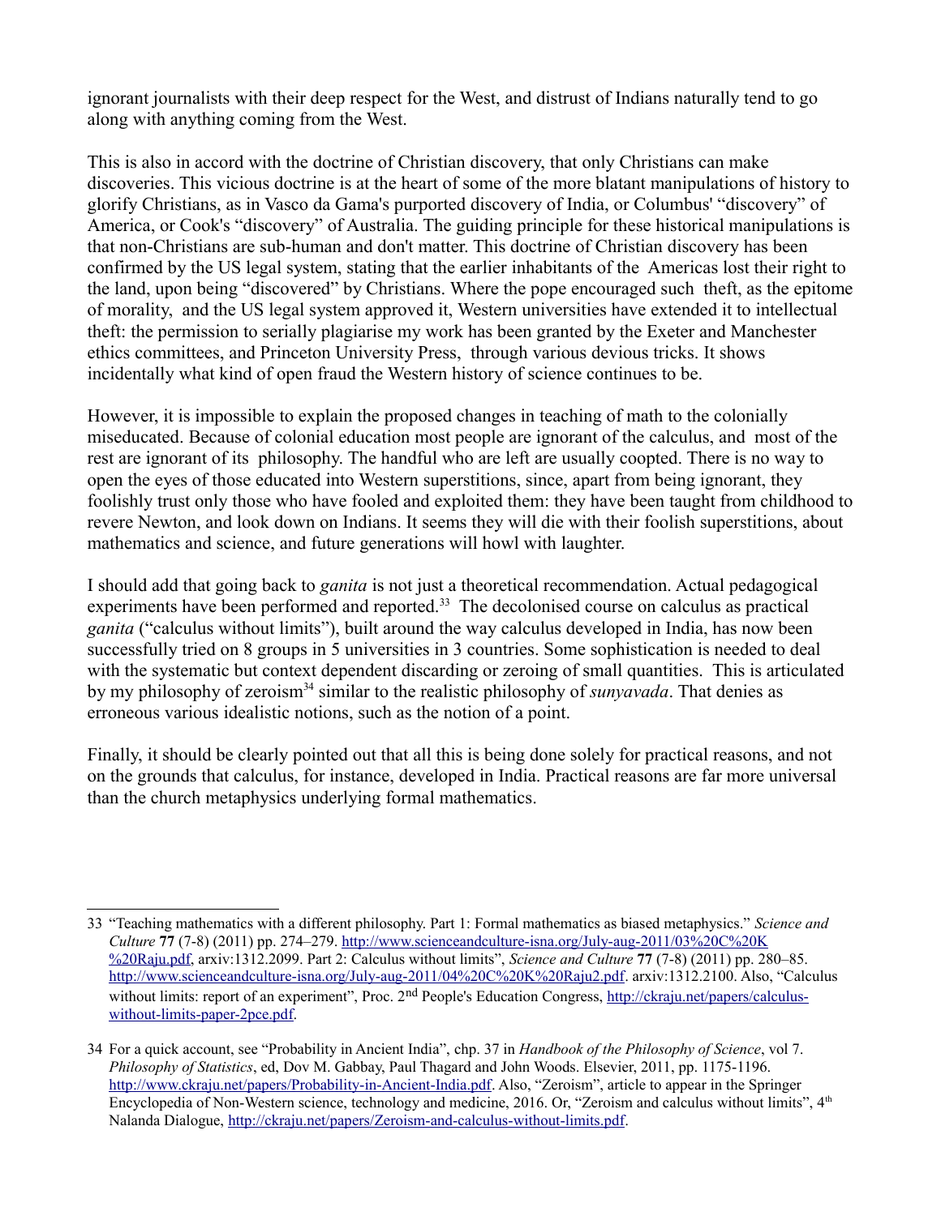ignorant journalists with their deep respect for the West, and distrust of Indians naturally tend to go along with anything coming from the West.

This is also in accord with the doctrine of Christian discovery, that only Christians can make discoveries. This vicious doctrine is at the heart of some of the more blatant manipulations of history to glorify Christians, as in Vasco da Gama's purported discovery of India, or Columbus' "discovery" of America, or Cook's "discovery" of Australia. The guiding principle for these historical manipulations is that non-Christians are sub-human and don't matter. This doctrine of Christian discovery has been confirmed by the US legal system, stating that the earlier inhabitants of the Americas lost their right to the land, upon being "discovered" by Christians. Where the pope encouraged such theft, as the epitome of morality, and the US legal system approved it, Western universities have extended it to intellectual theft: the permission to serially plagiarise my work has been granted by the Exeter and Manchester ethics committees, and Princeton University Press, through various devious tricks. It shows incidentally what kind of open fraud the Western history of science continues to be.

However, it is impossible to explain the proposed changes in teaching of math to the colonially miseducated. Because of colonial education most people are ignorant of the calculus, and most of the rest are ignorant of its philosophy. The handful who are left are usually coopted. There is no way to open the eyes of those educated into Western superstitions, since, apart from being ignorant, they foolishly trust only those who have fooled and exploited them: they have been taught from childhood to revere Newton, and look down on Indians. It seems they will die with their foolish superstitions, about mathematics and science, and future generations will howl with laughter.

I should add that going back to *ganita* is not just a theoretical recommendation. Actual pedagogical experiments have been performed and reported.[33] The decolonised course on calculus as practical *ganita* ("calculus without limits"), built around the way calculus developed in India, has now been successfully tried on 8 groups in 5 universities in 3 countries. Some sophistication is needed to deal with the systematic but context dependent discarding or zeroing of small quantities. This is articulated by my philosophy of zeroism[34] similar to the realistic philosophy of *sunyavada*. That denies as erroneous various idealistic notions, such as the notion of a point.

Finally, it should be clearly pointed out that all this is being done solely for practical reasons, and not on the grounds that calculus, for instance, developed in India. Practical reasons are far more universal than the church metaphysics underlying formal mathematics.

---

33 "Teaching mathematics with a different philosophy. Part 1: Formal mathematics as biased metaphysics." *Science and Culture* **77** (7-8) (2011) pp. 274–279. http://www.scienceandculture-isna.org/July-aug-2011/03%20C%20K%20Raju.pdf, arxiv:1312.2099. Part 2: Calculus without limits", *Science and Culture* **77** (7-8) (2011) pp. 280–85. http://www.scienceandculture-isna.org/July-aug-2011/04%20C%20K%20Raju2.pdf. arxiv:1312.2100. Also, "Calculus without limits: report of an experiment", Proc. 2nd People's Education Congress, http://ckraju.net/papers/calculus-without-limits-paper-2pce.pdf.

34 For a quick account, see "Probability in Ancient India", chp. 37 in *Handbook of the Philosophy of Science*, vol 7. *Philosophy of Statistics*, ed, Dov M. Gabbay, Paul Thagard and John Woods. Elsevier, 2011, pp. 1175-1196. http://www.ckraju.net/papers/Probability-in-Ancient-India.pdf. Also, "Zeroism", article to appear in the Springer Encyclopedia of Non-Western science, technology and medicine, 2016. Or, "Zeroism and calculus without limits", 4th Nalanda Dialogue, http://ckraju.net/papers/Zeroism-and-calculus-without-limits.pdf.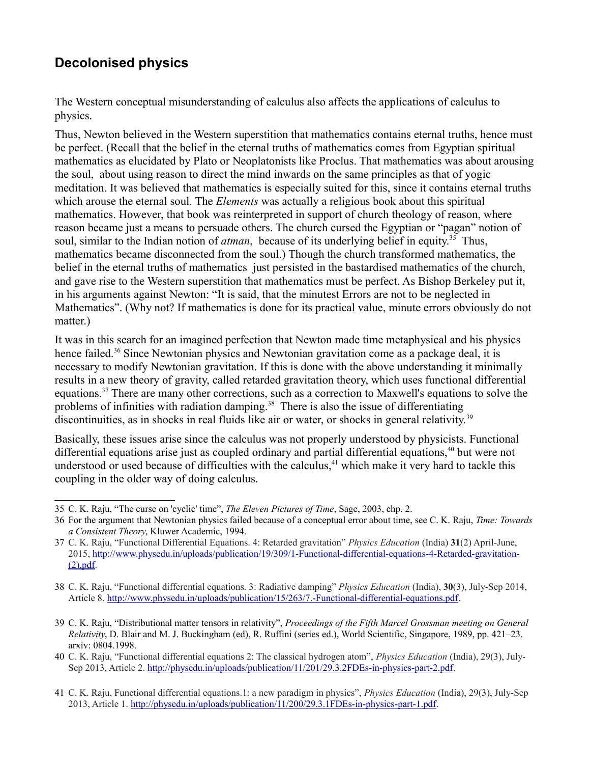## Decolonised physics

The Western conceptual misunderstanding of calculus also affects the applications of calculus to physics.

Thus, Newton believed in the Western superstition that mathematics contains eternal truths, hence must be perfect. (Recall that the belief in the eternal truths of mathematics comes from Egyptian spiritual mathematics as elucidated by Plato or Neoplatonists like Proclus. That mathematics was about arousing the soul, about using reason to direct the mind inwards on the same principles as that of yogic meditation. It was believed that mathematics is especially suited for this, since it contains eternal truths which arouse the eternal soul. The *Elements* was actually a religious book about this spiritual mathematics. However, that book was reinterpreted in support of church theology of reason, where reason became just a means to persuade others. The church cursed the Egyptian or "pagan" notion of soul, similar to the Indian notion of *atman*, because of its underlying belief in equity.[35] Thus, mathematics became disconnected from the soul.) Though the church transformed mathematics, the belief in the eternal truths of mathematics just persisted in the bastardised mathematics of the church, and gave rise to the Western superstition that mathematics must be perfect. As Bishop Berkeley put it, in his arguments against Newton: "It is said, that the minutest Errors are not to be neglected in Mathematics". (Why not? If mathematics is done for its practical value, minute errors obviously do not matter.)

It was in this search for an imagined perfection that Newton made time metaphysical and his physics hence failed.[36] Since Newtonian physics and Newtonian gravitation come as a package deal, it is necessary to modify Newtonian gravitation. If this is done with the above understanding it minimally results in a new theory of gravity, called retarded gravitation theory, which uses functional differential equations.[37] There are many other corrections, such as a correction to Maxwell's equations to solve the problems of infinities with radiation damping.[38] There is also the issue of differentiating discontinuities, as in shocks in real fluids like air or water, or shocks in general relativity.[39]

Basically, these issues arise since the calculus was not properly understood by physicists. Functional differential equations arise just as coupled ordinary and partial differential equations,[40] but were not understood or used because of difficulties with the calculus,[41] which make it very hard to tackle this coupling in the older way of doing calculus.

---

35 C. K. Raju, "The curse on 'cyclic' time", *The Eleven Pictures of Time*, Sage, 2003, chp. 2.

36 For the argument that Newtonian physics failed because of a conceptual error about time, see C. K. Raju, *Time: Towards a Consistent Theory*, Kluwer Academic, 1994.

37 C. K. Raju, "Functional Differential Equations. 4: Retarded gravitation" *Physics Education* (India) **31**(2) April-June, 2015, http://www.physedu.in/uploads/publication/19/309/1-Functional-differential-equations-4-Retarded-gravitation-(2).pdf.

38 C. K. Raju, "Functional differential equations. 3: Radiative damping" *Physics Education* (India), **30**(3), July-Sep 2014, Article 8. http://www.physedu.in/uploads/publication/15/263/7.-Functional-differential-equations.pdf.

39 C. K. Raju, "Distributional matter tensors in relativity", *Proceedings of the Fifth Marcel Grossman meeting on General Relativity*, D. Blair and M. J. Buckingham (ed), R. Ruffini (series ed.), World Scientific, Singapore, 1989, pp. 421–23. arxiv: 0804.1998.

40 C. K. Raju, "Functional differential equations 2: The classical hydrogen atom", *Physics Education* (India), 29(3), July-Sep 2013, Article 2. http://physedu.in/uploads/publication/11/201/29.3.2FDEs-in-physics-part-2.pdf.

41 C. K. Raju, Functional differential equations.1: a new paradigm in physics", *Physics Education* (India), 29(3), July-Sep 2013, Article 1. http://physedu.in/uploads/publication/11/200/29.3.1FDEs-in-physics-part-1.pdf.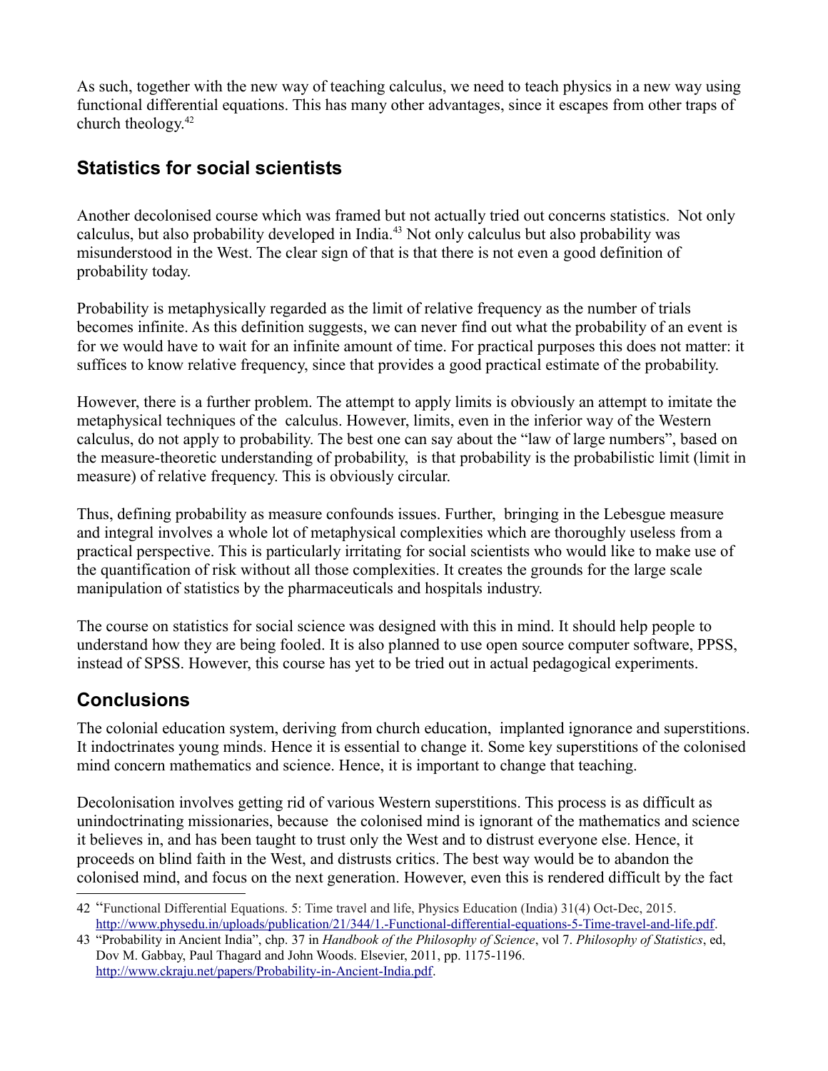As such, together with the new way of teaching calculus, we need to teach physics in a new way using functional differential equations. This has many other advantages, since it escapes from other traps of church theology.[42]

## Statistics for social scientists

Another decolonised course which was framed but not actually tried out concerns statistics. Not only calculus, but also probability developed in India.[43] Not only calculus but also probability was misunderstood in the West. The clear sign of that is that there is not even a good definition of probability today.

Probability is metaphysically regarded as the limit of relative frequency as the number of trials becomes infinite. As this definition suggests, we can never find out what the probability of an event is for we would have to wait for an infinite amount of time. For practical purposes this does not matter: it suffices to know relative frequency, since that provides a good practical estimate of the probability.

However, there is a further problem. The attempt to apply limits is obviously an attempt to imitate the metaphysical techniques of the calculus. However, limits, even in the inferior way of the Western calculus, do not apply to probability. The best one can say about the "law of large numbers", based on the measure-theoretic understanding of probability, is that probability is the probabilistic limit (limit in measure) of relative frequency. This is obviously circular.

Thus, defining probability as measure confounds issues. Further, bringing in the Lebesgue measure and integral involves a whole lot of metaphysical complexities which are thoroughly useless from a practical perspective. This is particularly irritating for social scientists who would like to make use of the quantification of risk without all those complexities. It creates the grounds for the large scale manipulation of statistics by the pharmaceuticals and hospitals industry.

The course on statistics for social science was designed with this in mind. It should help people to understand how they are being fooled. It is also planned to use open source computer software, PPSS, instead of SPSS. However, this course has yet to be tried out in actual pedagogical experiments.

## Conclusions

The colonial education system, deriving from church education, implanted ignorance and superstitions. It indoctrinates young minds. Hence it is essential to change it. Some key superstitions of the colonised mind concern mathematics and science. Hence, it is important to change that teaching.

Decolonisation involves getting rid of various Western superstitions. This process is as difficult as unindoctrinating missionaries, because the colonised mind is ignorant of the mathematics and science it believes in, and has been taught to trust only the West and to distrust everyone else. Hence, it proceeds on blind faith in the West, and distrusts critics. The best way would be to abandon the colonised mind, and focus on the next generation. However, even this is rendered difficult by the fact

---

42 "Functional Differential Equations. 5: Time travel and life, Physics Education (India) 31(4) Oct-Dec, 2015. http://www.physedu.in/uploads/publication/21/344/1.-Functional-differential-equations-5-Time-travel-and-life.pdf.

43 "Probability in Ancient India", chp. 37 in *Handbook of the Philosophy of Science*, vol 7. *Philosophy of Statistics*, ed, Dov M. Gabbay, Paul Thagard and John Woods. Elsevier, 2011, pp. 1175-1196. http://www.ckraju.net/papers/Probability-in-Ancient-India.pdf.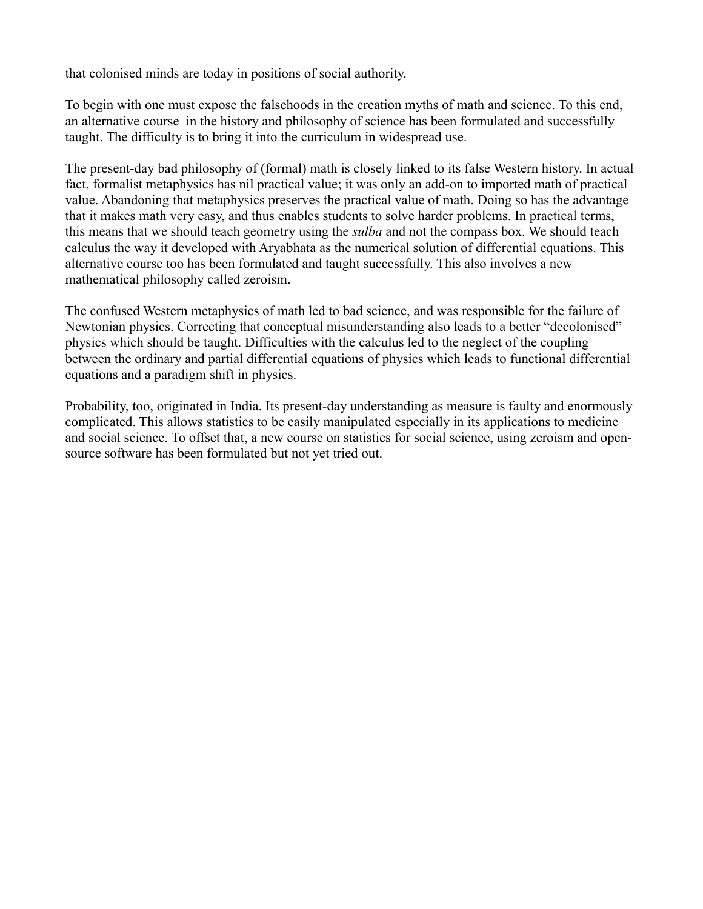that colonised minds are today in positions of social authority.

To begin with one must expose the falsehoods in the creation myths of math and science. To this end, an alternative course  in the history and philosophy of science has been formulated and successfully taught. The difficulty is to bring it into the curriculum in widespread use.

The present-day bad philosophy of (formal) math is closely linked to its false Western history. In actual fact, formalist metaphysics has nil practical value; it was only an add-on to imported math of practical value. Abandoning that metaphysics preserves the practical value of math. Doing so has the advantage that it makes math very easy, and thus enables students to solve harder problems. In practical terms, this means that we should teach geometry using the *sulba* and not the compass box. We should teach calculus the way it developed with Aryabhata as the numerical solution of differential equations. This alternative course too has been formulated and taught successfully. This also involves a new mathematical philosophy called zeroism.

The confused Western metaphysics of math led to bad science, and was responsible for the failure of Newtonian physics. Correcting that conceptual misunderstanding also leads to a better "decolonised" physics which should be taught. Difficulties with the calculus led to the neglect of the coupling between the ordinary and partial differential equations of physics which leads to functional differential equations and a paradigm shift in physics.

Probability, too, originated in India. Its present-day understanding as measure is faulty and enormously complicated. This allows statistics to be easily manipulated especially in its applications to medicine and social science. To offset that, a new course on statistics for social science, using zeroism and open-source software has been formulated but not yet tried out.